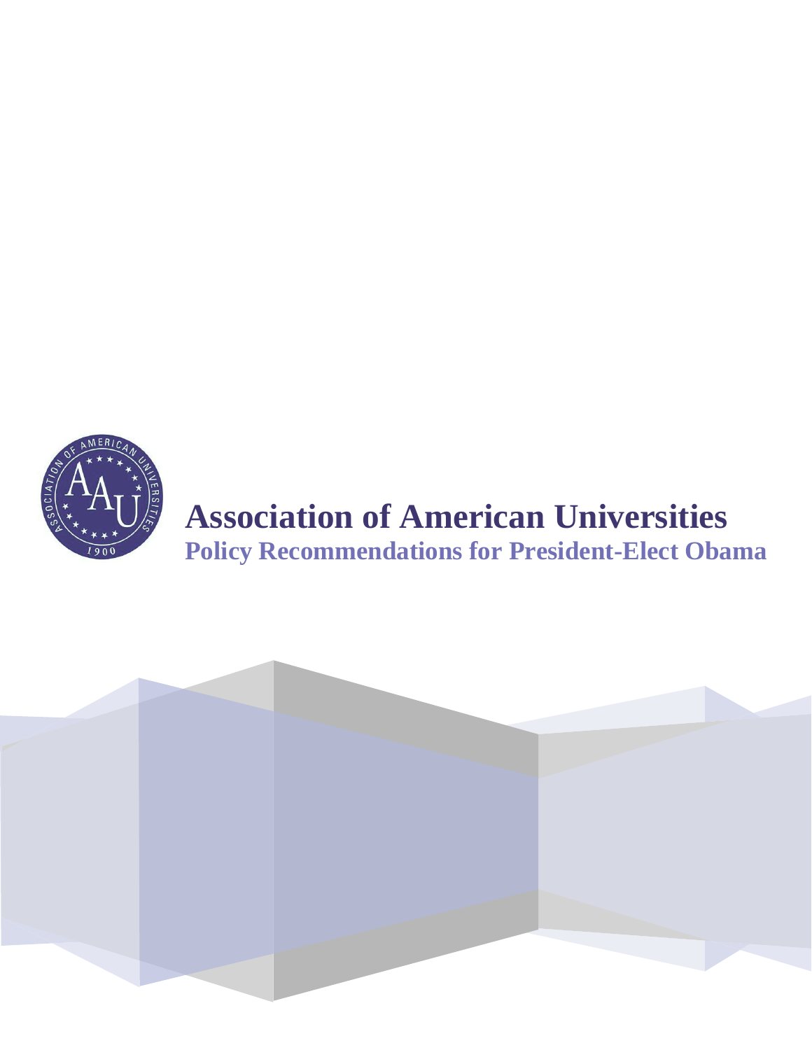# Association of American Universities

## Policy Recommendations for President-Elect Obama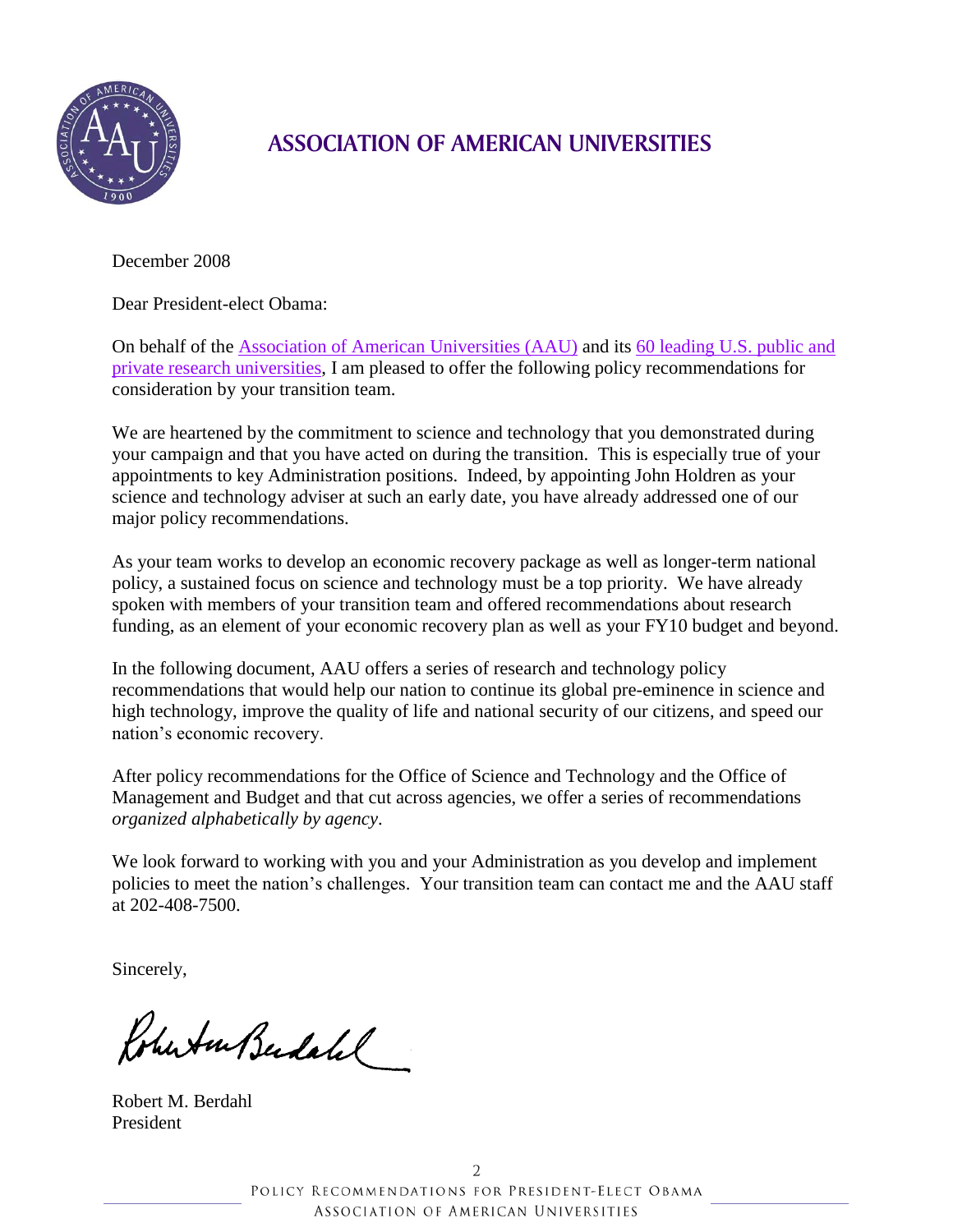# ASSOCIATION OF AMERICAN UNIVERSITIES

December 2008

Dear President-elect Obama:

On behalf of the Association of American Universities (AAU) and its 60 leading U.S. public and private research universities, I am pleased to offer the following policy recommendations for consideration by your transition team.

We are heartened by the commitment to science and technology that you demonstrated during your campaign and that you have acted on during the transition. This is especially true of your appointments to key Administration positions. Indeed, by appointing John Holdren as your science and technology adviser at such an early date, you have already addressed one of our major policy recommendations.

As your team works to develop an economic recovery package as well as longer-term national policy, a sustained focus on science and technology must be a top priority. We have already spoken with members of your transition team and offered recommendations about research funding, as an element of your economic recovery plan as well as your FY10 budget and beyond.

In the following document, AAU offers a series of research and technology policy recommendations that would help our nation to continue its global pre-eminence in science and high technology, improve the quality of life and national security of our citizens, and speed our nation's economic recovery.

After policy recommendations for the Office of Science and Technology and the Office of Management and Budget and that cut across agencies, we offer a series of recommendations *organized alphabetically by agency*.

We look forward to working with you and your Administration as you develop and implement policies to meet the nation's challenges. Your transition team can contact me and the AAU staff at 202-408-7500.

Sincerely,

Robert M. Berdahl
President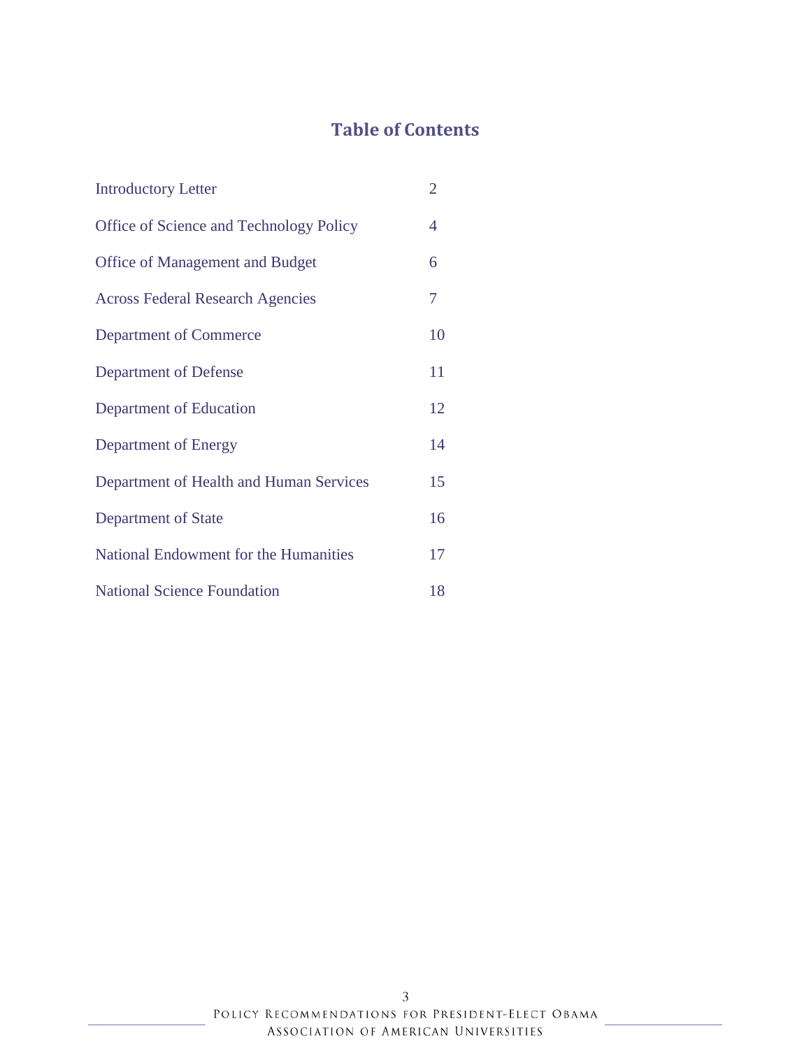# Table of Contents

| | |
|---|---|
| Introductory Letter | 2 |
| Office of Science and Technology Policy | 4 |
| Office of Management and Budget | 6 |
| Across Federal Research Agencies | 7 |
| Department of Commerce | 10 |
| Department of Defense | 11 |
| Department of Education | 12 |
| Department of Energy | 14 |
| Department of Health and Human Services | 15 |
| Department of State | 16 |
| National Endowment for the Humanities | 17 |
| National Science Foundation | 18 |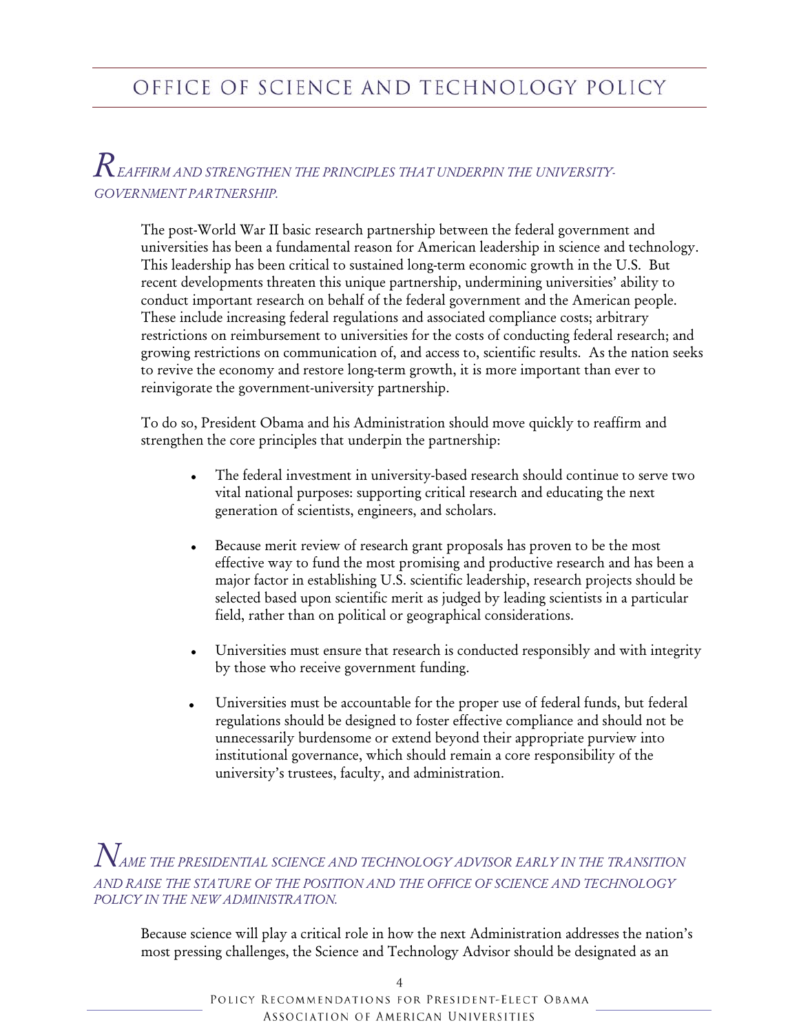## *Reaffirm and strengthen the principles that underpin the university-government partnership.*

The post-World War II basic research partnership between the federal government and universities has been a fundamental reason for American leadership in science and technology. This leadership has been critical to sustained long-term economic growth in the U.S. But recent developments threaten this unique partnership, undermining universities' ability to conduct important research on behalf of the federal government and the American people. These include increasing federal regulations and associated compliance costs; arbitrary restrictions on reimbursement to universities for the costs of conducting federal research; and growing restrictions on communication of, and access to, scientific results. As the nation seeks to revive the economy and restore long-term growth, it is more important than ever to reinvigorate the government-university partnership.

To do so, President Obama and his Administration should move quickly to reaffirm and strengthen the core principles that underpin the partnership:

- The federal investment in university-based research should continue to serve two vital national purposes: supporting critical research and educating the next generation of scientists, engineers, and scholars.

- Because merit review of research grant proposals has proven to be the most effective way to fund the most promising and productive research and has been a major factor in establishing U.S. scientific leadership, research projects should be selected based upon scientific merit as judged by leading scientists in a particular field, rather than on political or geographical considerations.

- Universities must ensure that research is conducted responsibly and with integrity by those who receive government funding.

- Universities must be accountable for the proper use of federal funds, but federal regulations should be designed to foster effective compliance and should not be unnecessarily burdensome or extend beyond their appropriate purview into institutional governance, which should remain a core responsibility of the university's trustees, faculty, and administration.

## *Name the presidential science and technology advisor early in the transition and raise the stature of the position and the Office of Science and Technology Policy in the new administration.*

Because science will play a critical role in how the next Administration addresses the nation's most pressing challenges, the Science and Technology Advisor should be designated as an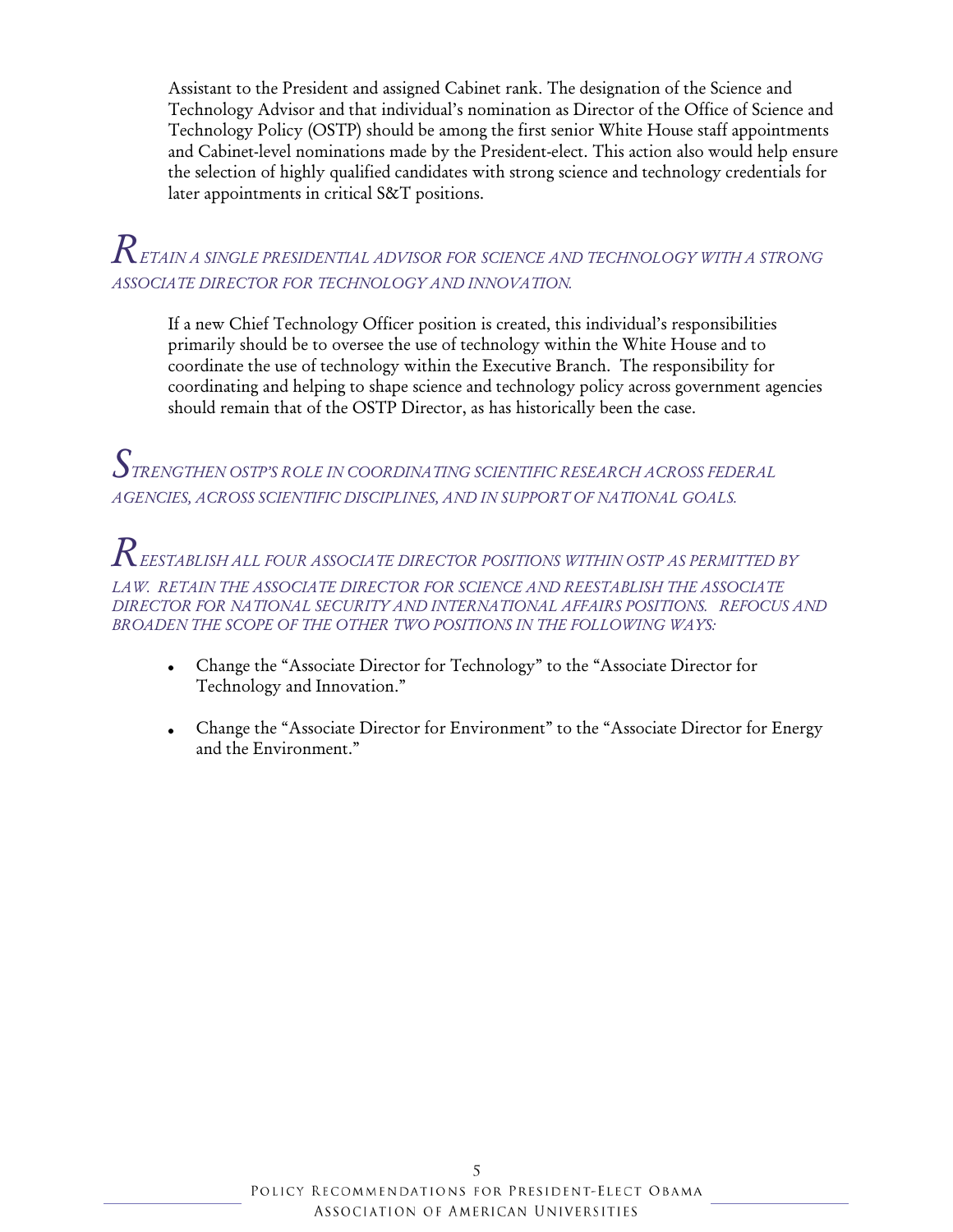Assistant to the President and assigned Cabinet rank. The designation of the Science and Technology Advisor and that individual's nomination as Director of the Office of Science and Technology Policy (OSTP) should be among the first senior White House staff appointments and Cabinet-level nominations made by the President-elect. This action also would help ensure the selection of highly qualified candidates with strong science and technology credentials for later appointments in critical S&T positions.

## *RETAIN A SINGLE PRESIDENTIAL ADVISOR FOR SCIENCE AND TECHNOLOGY WITH A STRONG ASSOCIATE DIRECTOR FOR TECHNOLOGY AND INNOVATION.*

If a new Chief Technology Officer position is created, this individual's responsibilities primarily should be to oversee the use of technology within the White House and to coordinate the use of technology within the Executive Branch. The responsibility for coordinating and helping to shape science and technology policy across government agencies should remain that of the OSTP Director, as has historically been the case.

## *STRENGTHEN OSTP'S ROLE IN COORDINATING SCIENTIFIC RESEARCH ACROSS FEDERAL AGENCIES, ACROSS SCIENTIFIC DISCIPLINES, AND IN SUPPORT OF NATIONAL GOALS.*

## *REESTABLISH ALL FOUR ASSOCIATE DIRECTOR POSITIONS WITHIN OSTP AS PERMITTED BY LAW. RETAIN THE ASSOCIATE DIRECTOR FOR SCIENCE AND REESTABLISH THE ASSOCIATE DIRECTOR FOR NATIONAL SECURITY AND INTERNATIONAL AFFAIRS POSITIONS. REFOCUS AND BROADEN THE SCOPE OF THE OTHER TWO POSITIONS IN THE FOLLOWING WAYS:*

- Change the "Associate Director for Technology" to the "Associate Director for Technology and Innovation."
- Change the "Associate Director for Environment" to the "Associate Director for Energy and the Environment."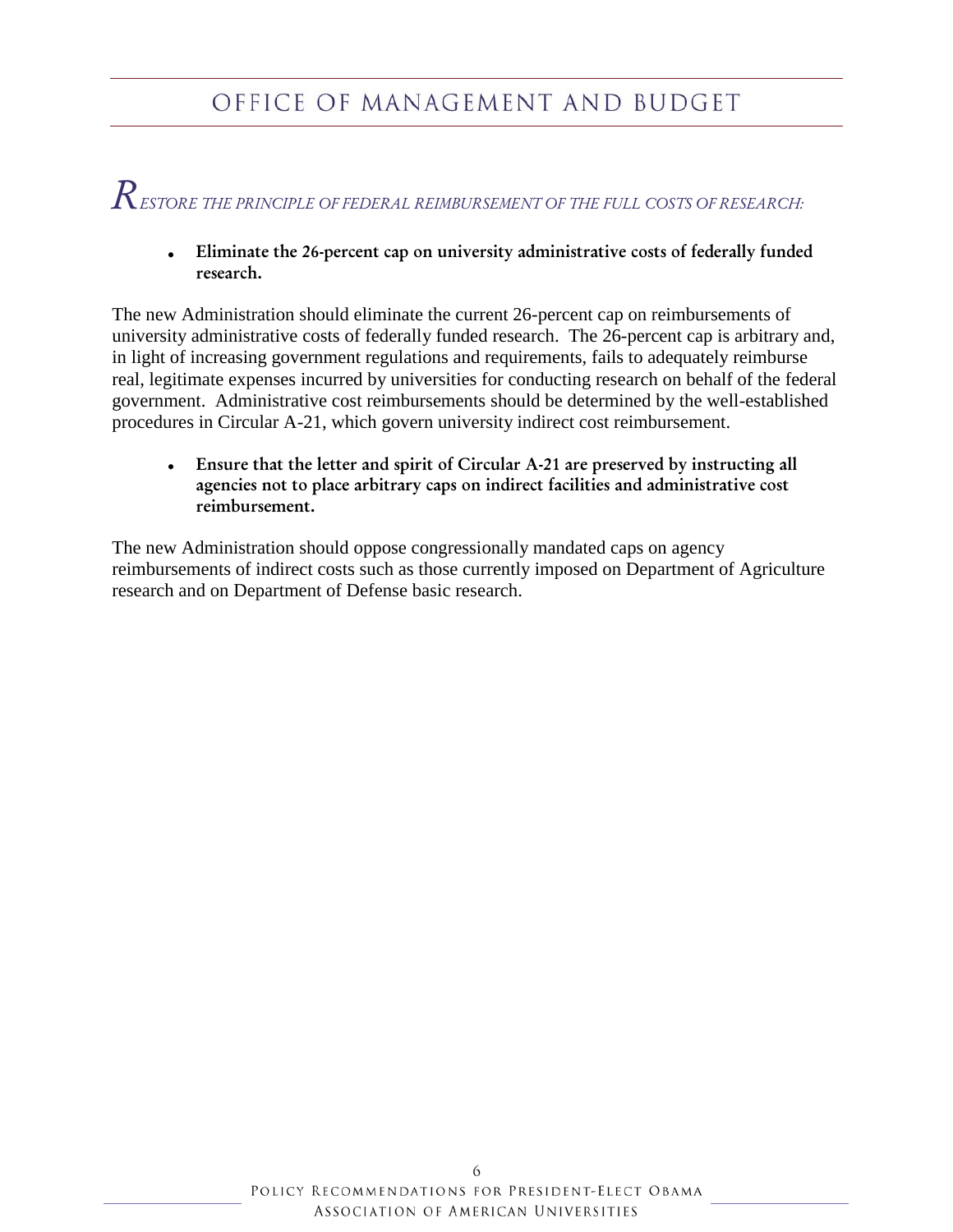# OFFICE OF MANAGEMENT AND BUDGET

## *RESTORE THE PRINCIPLE OF FEDERAL REIMBURSEMENT OF THE FULL COSTS OF RESEARCH:*

- **Eliminate the 26-percent cap on university administrative costs of federally funded research.**

The new Administration should eliminate the current 26-percent cap on reimbursements of university administrative costs of federally funded research. The 26-percent cap is arbitrary and, in light of increasing government regulations and requirements, fails to adequately reimburse real, legitimate expenses incurred by universities for conducting research on behalf of the federal government. Administrative cost reimbursements should be determined by the well-established procedures in Circular A-21, which govern university indirect cost reimbursement.

- **Ensure that the letter and spirit of Circular A-21 are preserved by instructing all agencies not to place arbitrary caps on indirect facilities and administrative cost reimbursement.**

The new Administration should oppose congressionally mandated caps on agency reimbursements of indirect costs such as those currently imposed on Department of Agriculture research and on Department of Defense basic research.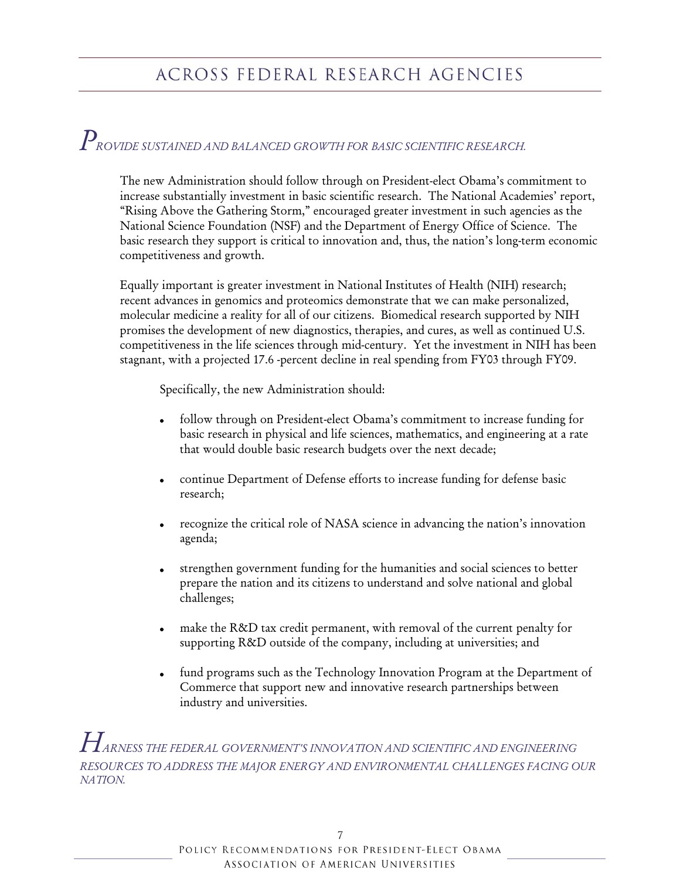## ACROSS FEDERAL RESEARCH AGENCIES

### *PROVIDE SUSTAINED AND BALANCED GROWTH FOR BASIC SCIENTIFIC RESEARCH.*

The new Administration should follow through on President-elect Obama's commitment to increase substantially investment in basic scientific research. The National Academies' report, "Rising Above the Gathering Storm," encouraged greater investment in such agencies as the National Science Foundation (NSF) and the Department of Energy Office of Science. The basic research they support is critical to innovation and, thus, the nation's long-term economic competitiveness and growth.

Equally important is greater investment in National Institutes of Health (NIH) research; recent advances in genomics and proteomics demonstrate that we can make personalized, molecular medicine a reality for all of our citizens. Biomedical research supported by NIH promises the development of new diagnostics, therapies, and cures, as well as continued U.S. competitiveness in the life sciences through mid-century. Yet the investment in NIH has been stagnant, with a projected 17.6 -percent decline in real spending from FY03 through FY09.

Specifically, the new Administration should:

- follow through on President-elect Obama's commitment to increase funding for basic research in physical and life sciences, mathematics, and engineering at a rate that would double basic research budgets over the next decade;
- continue Department of Defense efforts to increase funding for defense basic research;
- recognize the critical role of NASA science in advancing the nation's innovation agenda;
- strengthen government funding for the humanities and social sciences to better prepare the nation and its citizens to understand and solve national and global challenges;
- make the R&D tax credit permanent, with removal of the current penalty for supporting R&D outside of the company, including at universities; and
- fund programs such as the Technology Innovation Program at the Department of Commerce that support new and innovative research partnerships between industry and universities.

### *HARNESS THE FEDERAL GOVERNMENT'S INNOVATION AND SCIENTIFIC AND ENGINEERING RESOURCES TO ADDRESS THE MAJOR ENERGY AND ENVIRONMENTAL CHALLENGES FACING OUR NATION.*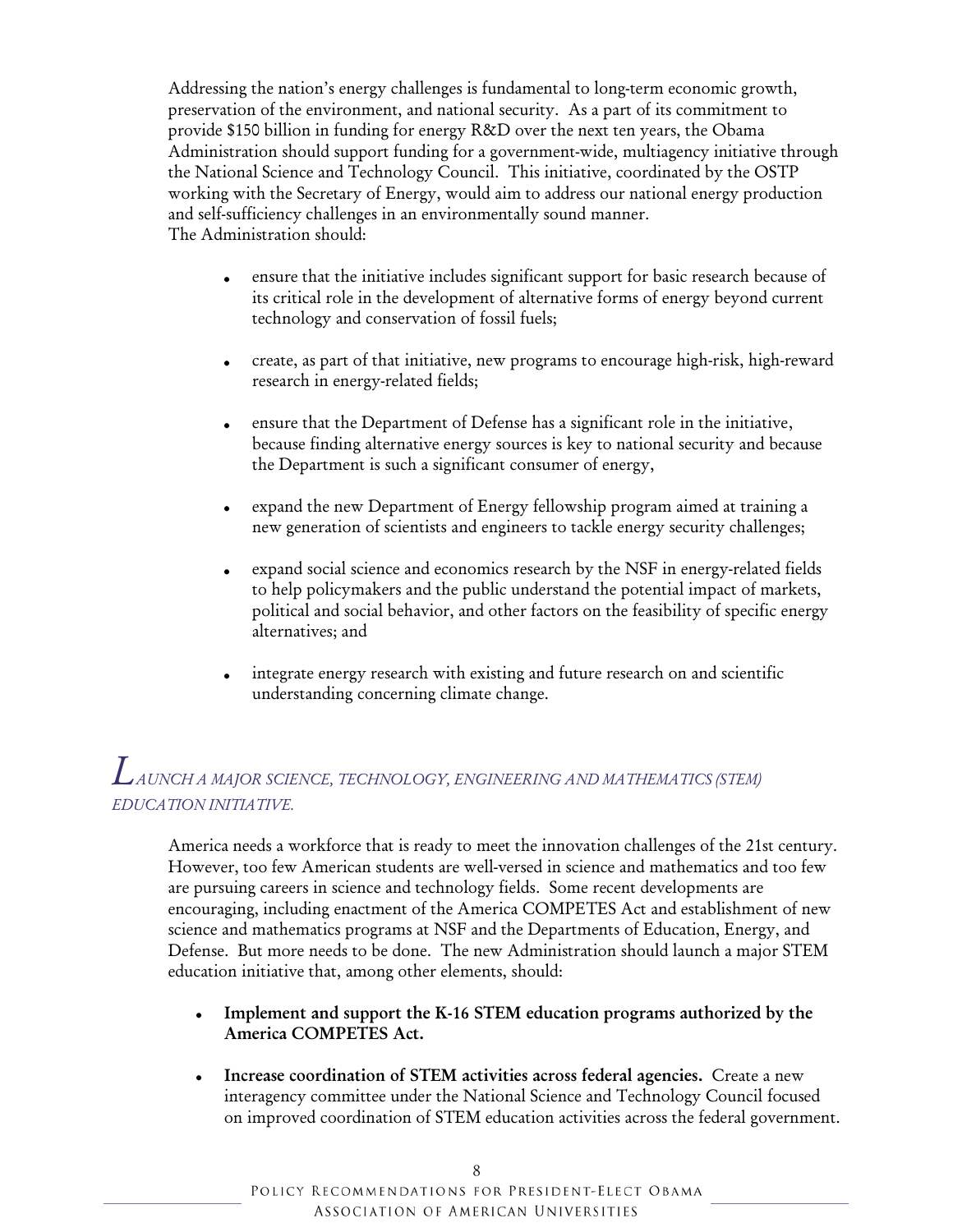Addressing the nation's energy challenges is fundamental to long-term economic growth, preservation of the environment, and national security. As a part of its commitment to provide $150 billion in funding for energy R&D over the next ten years, the Obama Administration should support funding for a government-wide, multiagency initiative through the National Science and Technology Council. This initiative, coordinated by the OSTP working with the Secretary of Energy, would aim to address our national energy production and self-sufficiency challenges in an environmentally sound manner.
The Administration should:

- ensure that the initiative includes significant support for basic research because of its critical role in the development of alternative forms of energy beyond current technology and conservation of fossil fuels;
- create, as part of that initiative, new programs to encourage high-risk, high-reward research in energy-related fields;
- ensure that the Department of Defense has a significant role in the initiative, because finding alternative energy sources is key to national security and because the Department is such a significant consumer of energy,
- expand the new Department of Energy fellowship program aimed at training a new generation of scientists and engineers to tackle energy security challenges;
- expand social science and economics research by the NSF in energy-related fields to help policymakers and the public understand the potential impact of markets, political and social behavior, and other factors on the feasibility of specific energy alternatives; and
- integrate energy research with existing and future research on and scientific understanding concerning climate change.

## *LAUNCH A MAJOR SCIENCE, TECHNOLOGY, ENGINEERING AND MATHEMATICS (STEM) EDUCATION INITIATIVE.*

America needs a workforce that is ready to meet the innovation challenges of the 21st century. However, too few American students are well-versed in science and mathematics and too few are pursuing careers in science and technology fields. Some recent developments are encouraging, including enactment of the America COMPETES Act and establishment of new science and mathematics programs at NSF and the Departments of Education, Energy, and Defense. But more needs to be done. The new Administration should launch a major STEM education initiative that, among other elements, should:

- **Implement and support the K-16 STEM education programs authorized by the America COMPETES Act.**
- **Increase coordination of STEM activities across federal agencies.** Create a new interagency committee under the National Science and Technology Council focused on improved coordination of STEM education activities across the federal government.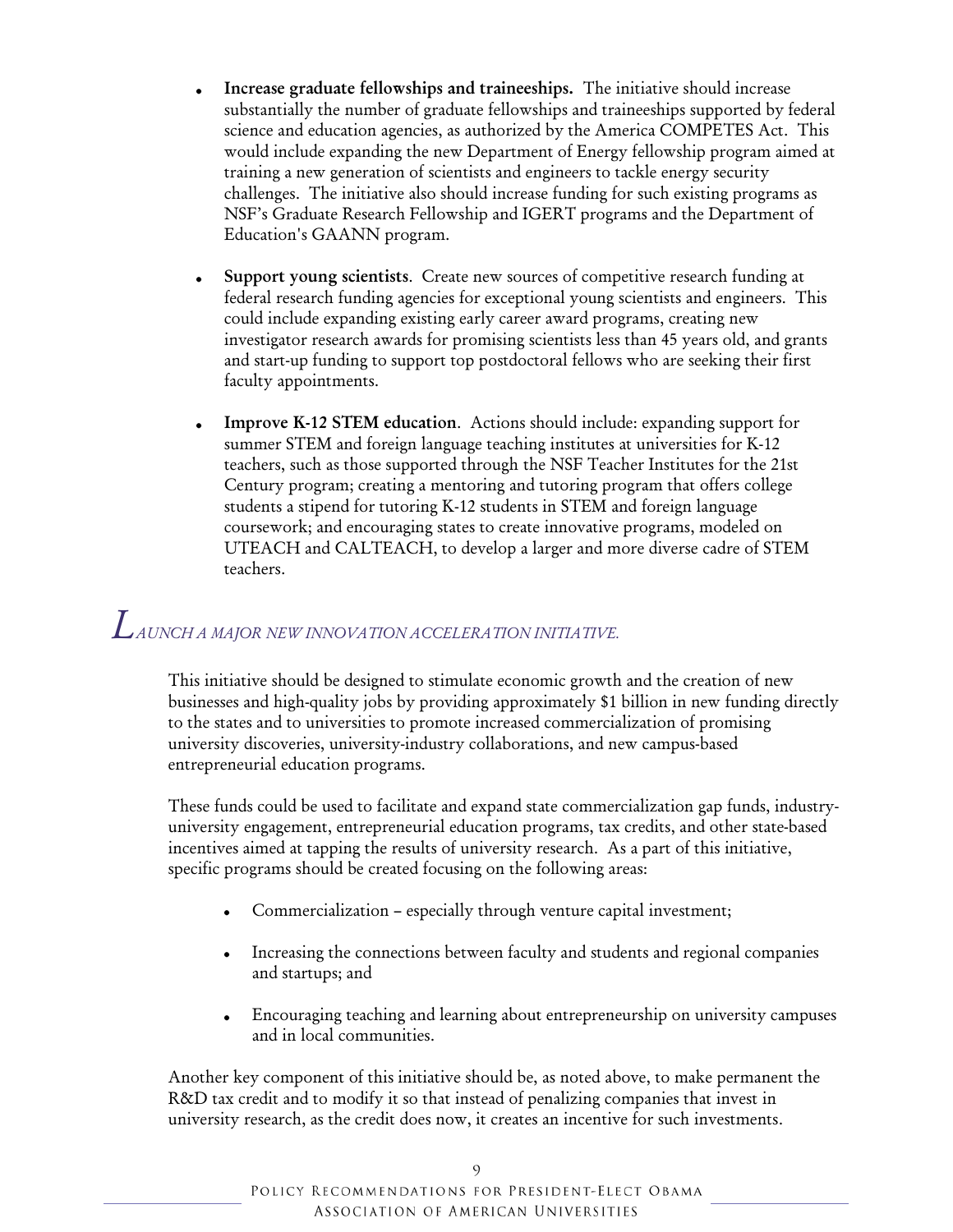- **Increase graduate fellowships and traineeships.** The initiative should increase substantially the number of graduate fellowships and traineeships supported by federal science and education agencies, as authorized by the America COMPETES Act. This would include expanding the new Department of Energy fellowship program aimed at training a new generation of scientists and engineers to tackle energy security challenges. The initiative also should increase funding for such existing programs as NSF's Graduate Research Fellowship and IGERT programs and the Department of Education's GAANN program.

- **Support young scientists**. Create new sources of competitive research funding at federal research funding agencies for exceptional young scientists and engineers. This could include expanding existing early career award programs, creating new investigator research awards for promising scientists less than 45 years old, and grants and start-up funding to support top postdoctoral fellows who are seeking their first faculty appointments.

- **Improve K-12 STEM education**. Actions should include: expanding support for summer STEM and foreign language teaching institutes at universities for K-12 teachers, such as those supported through the NSF Teacher Institutes for the 21st Century program; creating a mentoring and tutoring program that offers college students a stipend for tutoring K-12 students in STEM and foreign language coursework; and encouraging states to create innovative programs, modeled on UTEACH and CALTEACH, to develop a larger and more diverse cadre of STEM teachers.

## *LAUNCH A MAJOR NEW INNOVATION ACCELERATION INITIATIVE.*

This initiative should be designed to stimulate economic growth and the creation of new businesses and high-quality jobs by providing approximately $1 billion in new funding directly to the states and to universities to promote increased commercialization of promising university discoveries, university-industry collaborations, and new campus-based entrepreneurial education programs.

These funds could be used to facilitate and expand state commercialization gap funds, industry-university engagement, entrepreneurial education programs, tax credits, and other state-based incentives aimed at tapping the results of university research. As a part of this initiative, specific programs should be created focusing on the following areas:

- Commercialization – especially through venture capital investment;
- Increasing the connections between faculty and students and regional companies and startups; and
- Encouraging teaching and learning about entrepreneurship on university campuses and in local communities.

Another key component of this initiative should be, as noted above, to make permanent the R&D tax credit and to modify it so that instead of penalizing companies that invest in university research, as the credit does now, it creates an incentive for such investments.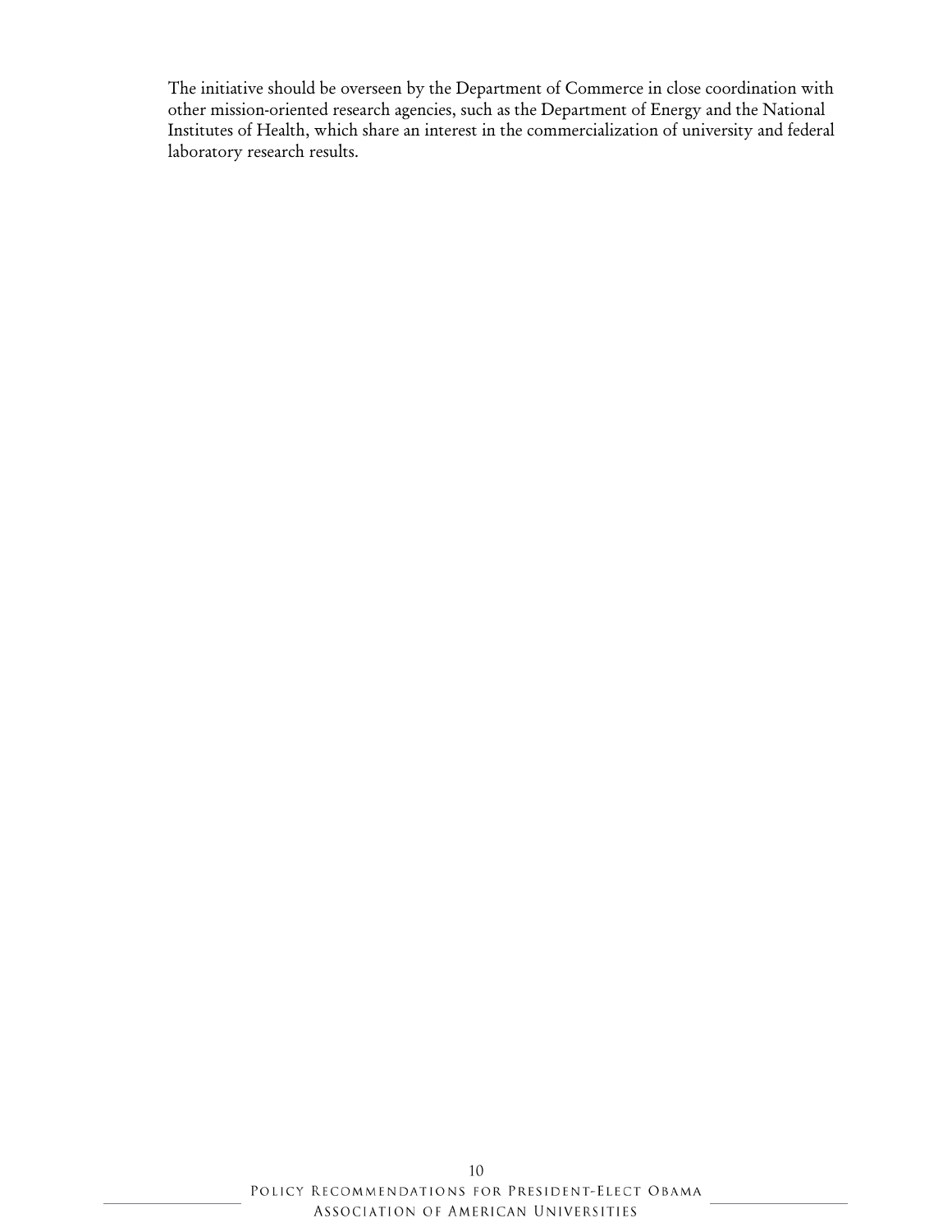The initiative should be overseen by the Department of Commerce in close coordination with other mission-oriented research agencies, such as the Department of Energy and the National Institutes of Health, which share an interest in the commercialization of university and federal laboratory research results.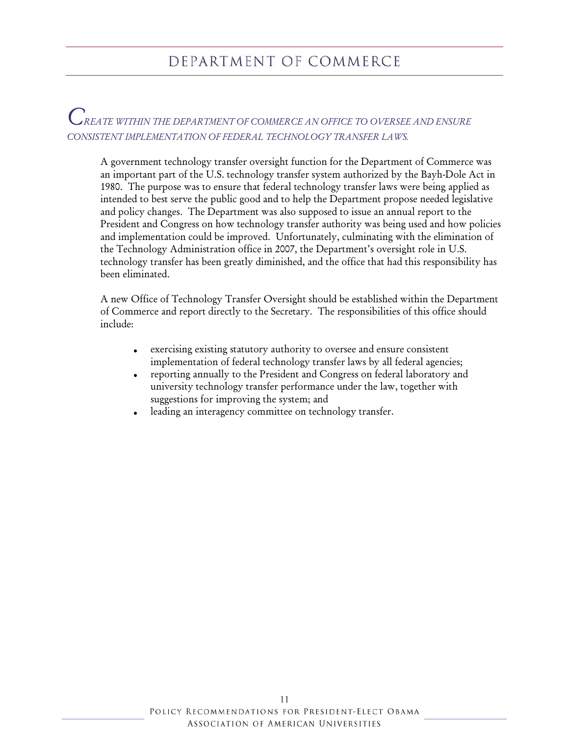# DEPARTMENT OF COMMERCE

*CREATE WITHIN THE DEPARTMENT OF COMMERCE AN OFFICE TO OVERSEE AND ENSURE CONSISTENT IMPLEMENTATION OF FEDERAL TECHNOLOGY TRANSFER LAWS.*

A government technology transfer oversight function for the Department of Commerce was an important part of the U.S. technology transfer system authorized by the Bayh-Dole Act in 1980. The purpose was to ensure that federal technology transfer laws were being applied as intended to best serve the public good and to help the Department propose needed legislative and policy changes. The Department was also supposed to issue an annual report to the President and Congress on how technology transfer authority was being used and how policies and implementation could be improved. Unfortunately, culminating with the elimination of the Technology Administration office in 2007, the Department's oversight role in U.S. technology transfer has been greatly diminished, and the office that had this responsibility has been eliminated.

A new Office of Technology Transfer Oversight should be established within the Department of Commerce and report directly to the Secretary. The responsibilities of this office should include:

- exercising existing statutory authority to oversee and ensure consistent implementation of federal technology transfer laws by all federal agencies;
- reporting annually to the President and Congress on federal laboratory and university technology transfer performance under the law, together with suggestions for improving the system; and
- leading an interagency committee on technology transfer.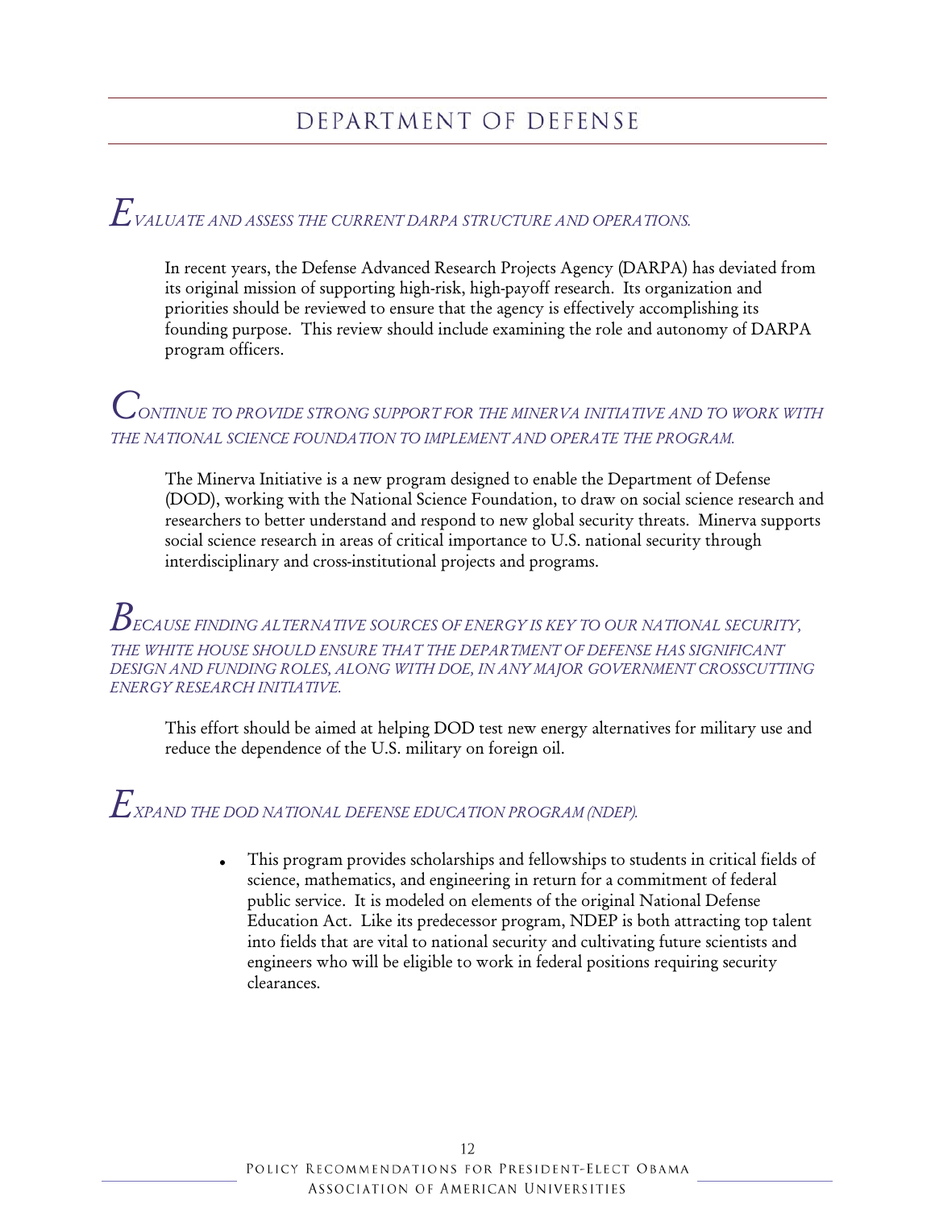# DEPARTMENT OF DEFENSE

## *EVALUATE AND ASSESS THE CURRENT DARPA STRUCTURE AND OPERATIONS.*

In recent years, the Defense Advanced Research Projects Agency (DARPA) has deviated from its original mission of supporting high-risk, high-payoff research. Its organization and priorities should be reviewed to ensure that the agency is effectively accomplishing its founding purpose. This review should include examining the role and autonomy of DARPA program officers.

## *CONTINUE TO PROVIDE STRONG SUPPORT FOR THE MINERVA INITIATIVE AND TO WORK WITH THE NATIONAL SCIENCE FOUNDATION TO IMPLEMENT AND OPERATE THE PROGRAM.*

The Minerva Initiative is a new program designed to enable the Department of Defense (DOD), working with the National Science Foundation, to draw on social science research and researchers to better understand and respond to new global security threats. Minerva supports social science research in areas of critical importance to U.S. national security through interdisciplinary and cross-institutional projects and programs.

## *BECAUSE FINDING ALTERNATIVE SOURCES OF ENERGY IS KEY TO OUR NATIONAL SECURITY, THE WHITE HOUSE SHOULD ENSURE THAT THE DEPARTMENT OF DEFENSE HAS SIGNIFICANT DESIGN AND FUNDING ROLES, ALONG WITH DOE, IN ANY MAJOR GOVERNMENT CROSSCUTTING ENERGY RESEARCH INITIATIVE.*

This effort should be aimed at helping DOD test new energy alternatives for military use and reduce the dependence of the U.S. military on foreign oil.

## *EXPAND THE DOD NATIONAL DEFENSE EDUCATION PROGRAM (NDEP).*

- This program provides scholarships and fellowships to students in critical fields of science, mathematics, and engineering in return for a commitment of federal public service. It is modeled on elements of the original National Defense Education Act. Like its predecessor program, NDEP is both attracting top talent into fields that are vital to national security and cultivating future scientists and engineers who will be eligible to work in federal positions requiring security clearances.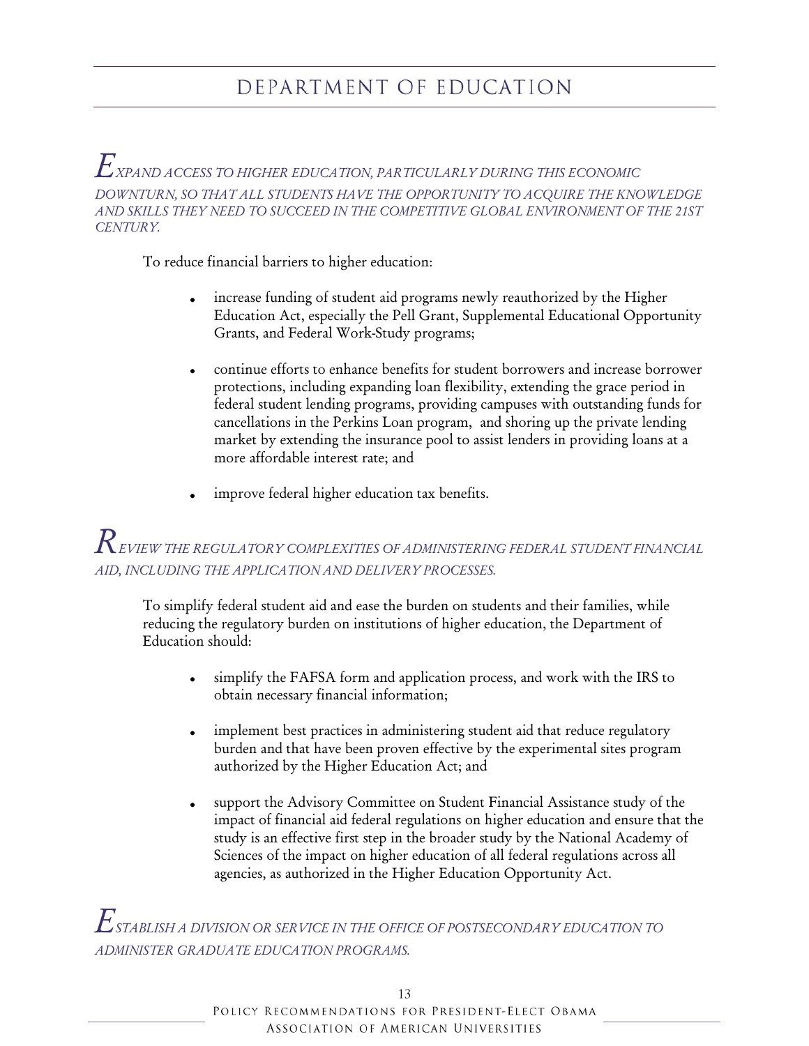# DEPARTMENT OF EDUCATION

*EXPAND ACCESS TO HIGHER EDUCATION, PARTICULARLY DURING THIS ECONOMIC DOWNTURN, SO THAT ALL STUDENTS HAVE THE OPPORTUNITY TO ACQUIRE THE KNOWLEDGE AND SKILLS THEY NEED TO SUCCEED IN THE COMPETITIVE GLOBAL ENVIRONMENT OF THE 21ST CENTURY.*

To reduce financial barriers to higher education:

- increase funding of student aid programs newly reauthorized by the Higher Education Act, especially the Pell Grant, Supplemental Educational Opportunity Grants, and Federal Work-Study programs;

- continue efforts to enhance benefits for student borrowers and increase borrower protections, including expanding loan flexibility, extending the grace period in federal student lending programs, providing campuses with outstanding funds for cancellations in the Perkins Loan program, and shoring up the private lending market by extending the insurance pool to assist lenders in providing loans at a more affordable interest rate; and

- improve federal higher education tax benefits.

*REVIEW THE REGULATORY COMPLEXITIES OF ADMINISTERING FEDERAL STUDENT FINANCIAL AID, INCLUDING THE APPLICATION AND DELIVERY PROCESSES.*

To simplify federal student aid and ease the burden on students and their families, while reducing the regulatory burden on institutions of higher education, the Department of Education should:

- simplify the FAFSA form and application process, and work with the IRS to obtain necessary financial information;

- implement best practices in administering student aid that reduce regulatory burden and that have been proven effective by the experimental sites program authorized by the Higher Education Act; and

- support the Advisory Committee on Student Financial Assistance study of the impact of financial aid federal regulations on higher education and ensure that the study is an effective first step in the broader study by the National Academy of Sciences of the impact on higher education of all federal regulations across all agencies, as authorized in the Higher Education Opportunity Act.

*ESTABLISH A DIVISION OR SERVICE IN THE OFFICE OF POSTSECONDARY EDUCATION TO ADMINISTER GRADUATE EDUCATION PROGRAMS.*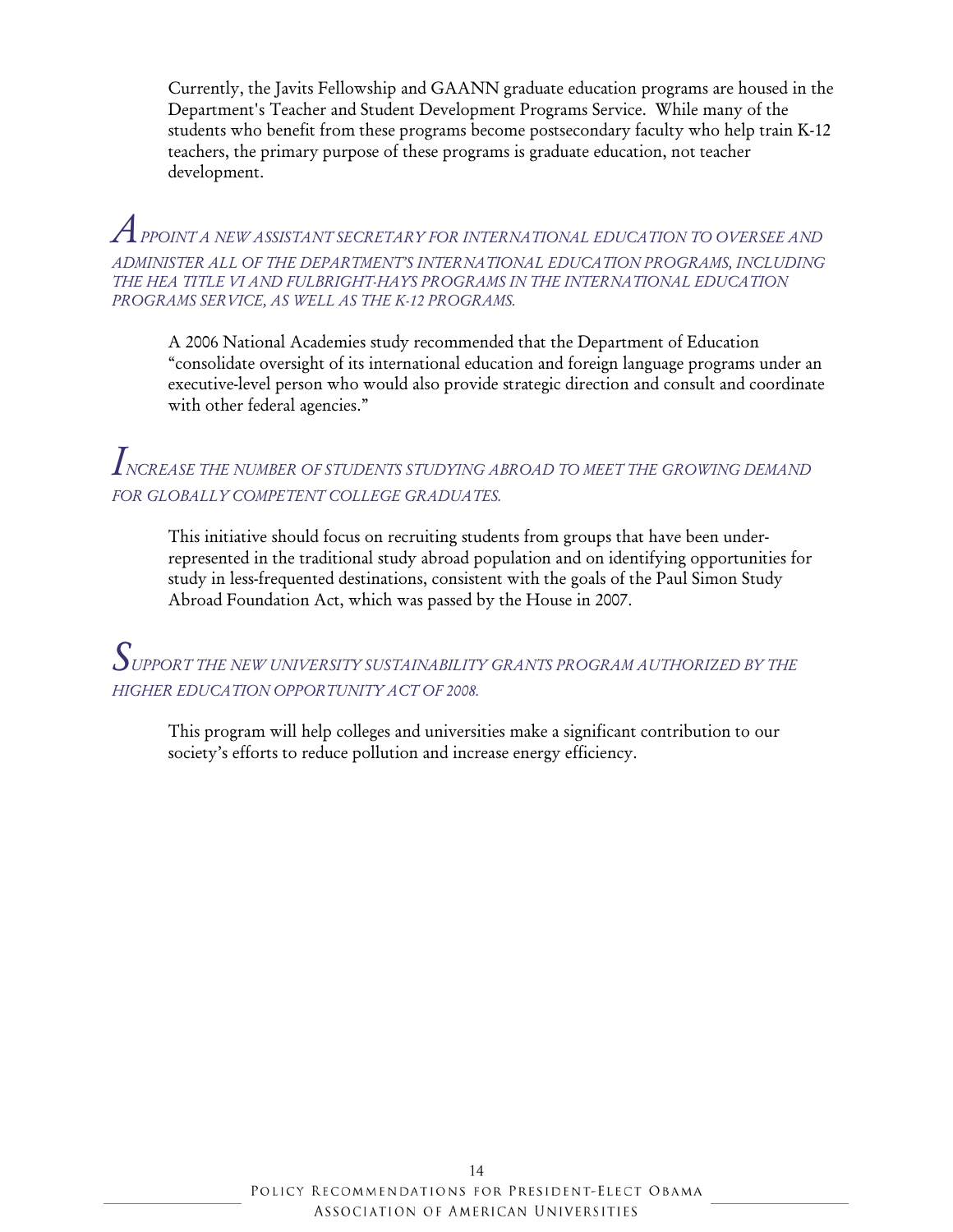Currently, the Javits Fellowship and GAANN graduate education programs are housed in the Department's Teacher and Student Development Programs Service. While many of the students who benefit from these programs become postsecondary faculty who help train K-12 teachers, the primary purpose of these programs is graduate education, not teacher development.

### *APPOINT A NEW ASSISTANT SECRETARY FOR INTERNATIONAL EDUCATION TO OVERSEE AND ADMINISTER ALL OF THE DEPARTMENT'S INTERNATIONAL EDUCATION PROGRAMS, INCLUDING THE HEA TITLE VI AND FULBRIGHT-HAYS PROGRAMS IN THE INTERNATIONAL EDUCATION PROGRAMS SERVICE, AS WELL AS THE K-12 PROGRAMS.*

A 2006 National Academies study recommended that the Department of Education "consolidate oversight of its international education and foreign language programs under an executive-level person who would also provide strategic direction and consult and coordinate with other federal agencies."

### *INCREASE THE NUMBER OF STUDENTS STUDYING ABROAD TO MEET THE GROWING DEMAND FOR GLOBALLY COMPETENT COLLEGE GRADUATES.*

This initiative should focus on recruiting students from groups that have been under-represented in the traditional study abroad population and on identifying opportunities for study in less-frequented destinations, consistent with the goals of the Paul Simon Study Abroad Foundation Act, which was passed by the House in 2007.

### *SUPPORT THE NEW UNIVERSITY SUSTAINABILITY GRANTS PROGRAM AUTHORIZED BY THE HIGHER EDUCATION OPPORTUNITY ACT OF 2008.*

This program will help colleges and universities make a significant contribution to our society's efforts to reduce pollution and increase energy efficiency.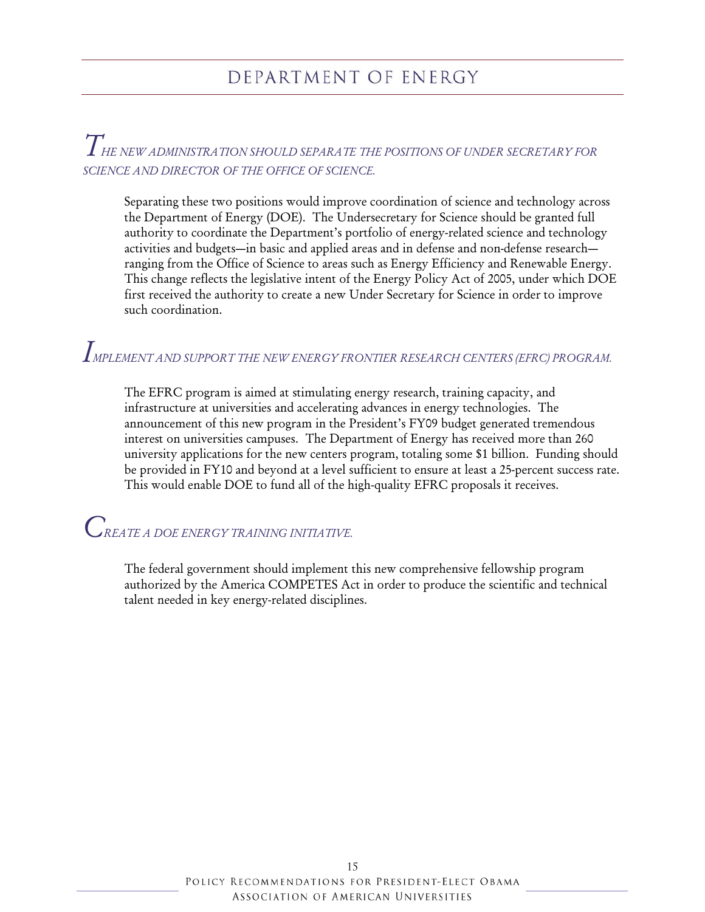# DEPARTMENT OF ENERGY

## *THE NEW ADMINISTRATION SHOULD SEPARATE THE POSITIONS OF UNDER SECRETARY FOR SCIENCE AND DIRECTOR OF THE OFFICE OF SCIENCE.*

Separating these two positions would improve coordination of science and technology across the Department of Energy (DOE). The Undersecretary for Science should be granted full authority to coordinate the Department's portfolio of energy-related science and technology activities and budgets—in basic and applied areas and in defense and non-defense research—ranging from the Office of Science to areas such as Energy Efficiency and Renewable Energy. This change reflects the legislative intent of the Energy Policy Act of 2005, under which DOE first received the authority to create a new Under Secretary for Science in order to improve such coordination.

## *IMPLEMENT AND SUPPORT THE NEW ENERGY FRONTIER RESEARCH CENTERS (EFRC) PROGRAM.*

The EFRC program is aimed at stimulating energy research, training capacity, and infrastructure at universities and accelerating advances in energy technologies. The announcement of this new program in the President's FY09 budget generated tremendous interest on universities campuses. The Department of Energy has received more than 260 university applications for the new centers program, totaling some $1 billion. Funding should be provided in FY10 and beyond at a level sufficient to ensure at least a 25-percent success rate. This would enable DOE to fund all of the high-quality EFRC proposals it receives.

## *CREATE A DOE ENERGY TRAINING INITIATIVE.*

The federal government should implement this new comprehensive fellowship program authorized by the America COMPETES Act in order to produce the scientific and technical talent needed in key energy-related disciplines.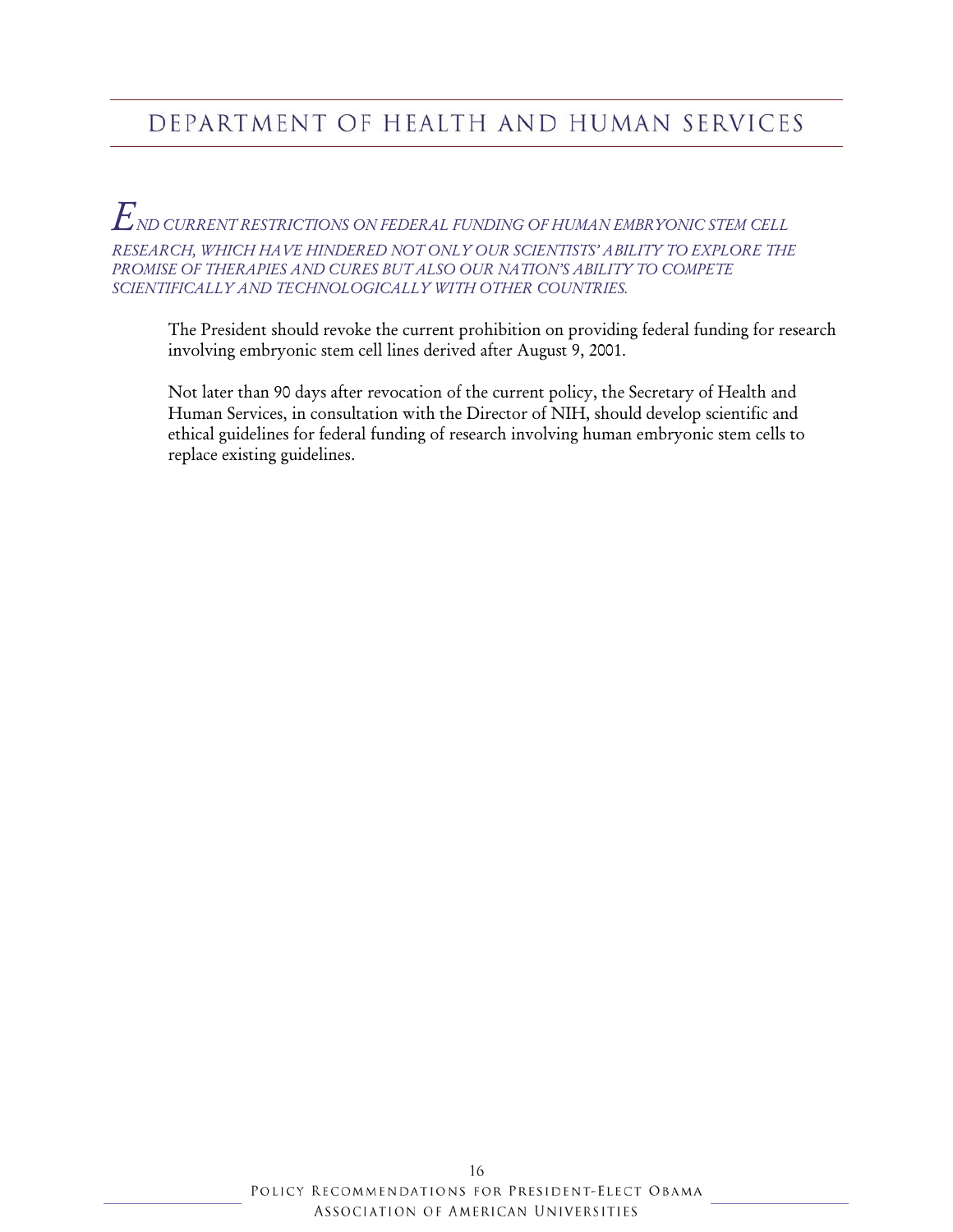## DEPARTMENT OF HEALTH AND HUMAN SERVICES

*END CURRENT RESTRICTIONS ON FEDERAL FUNDING OF HUMAN EMBRYONIC STEM CELL RESEARCH, WHICH HAVE HINDERED NOT ONLY OUR SCIENTISTS' ABILITY TO EXPLORE THE PROMISE OF THERAPIES AND CURES BUT ALSO OUR NATION'S ABILITY TO COMPETE SCIENTIFICALLY AND TECHNOLOGICALLY WITH OTHER COUNTRIES.*

The President should revoke the current prohibition on providing federal funding for research involving embryonic stem cell lines derived after August 9, 2001.

Not later than 90 days after revocation of the current policy, the Secretary of Health and Human Services, in consultation with the Director of NIH, should develop scientific and ethical guidelines for federal funding of research involving human embryonic stem cells to replace existing guidelines.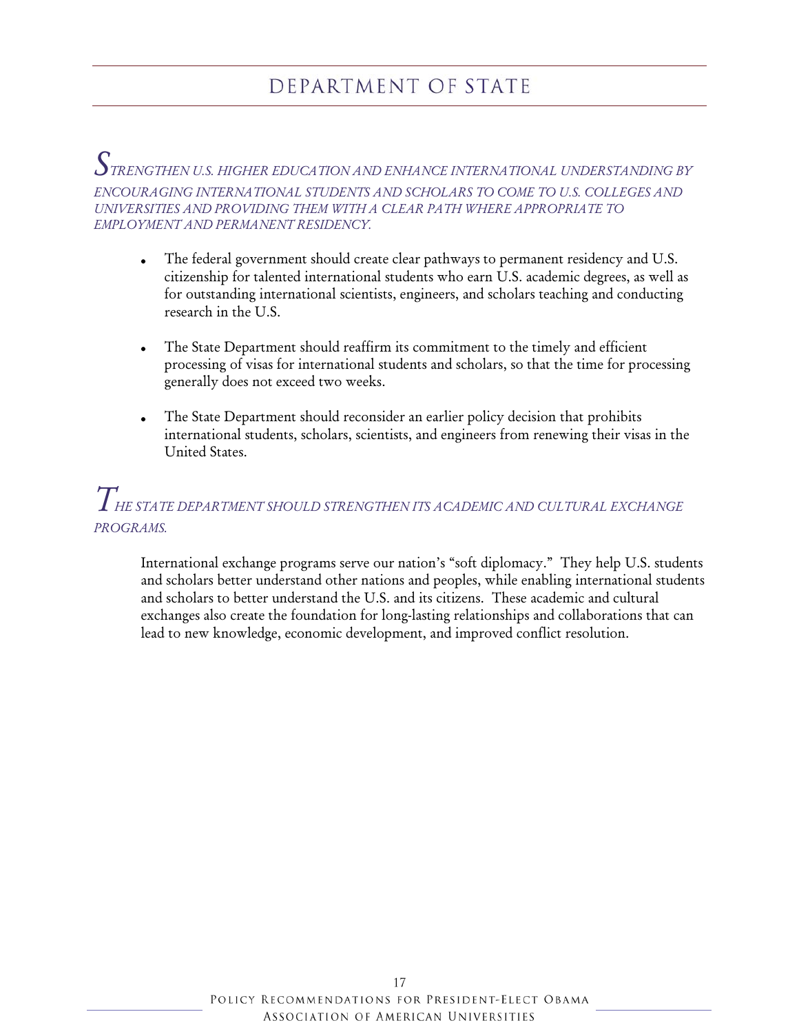# DEPARTMENT OF STATE

*STRENGTHEN U.S. HIGHER EDUCATION AND ENHANCE INTERNATIONAL UNDERSTANDING BY ENCOURAGING INTERNATIONAL STUDENTS AND SCHOLARS TO COME TO U.S. COLLEGES AND UNIVERSITIES AND PROVIDING THEM WITH A CLEAR PATH WHERE APPROPRIATE TO EMPLOYMENT AND PERMANENT RESIDENCY.*

- The federal government should create clear pathways to permanent residency and U.S. citizenship for talented international students who earn U.S. academic degrees, as well as for outstanding international scientists, engineers, and scholars teaching and conducting research in the U.S.

- The State Department should reaffirm its commitment to the timely and efficient processing of visas for international students and scholars, so that the time for processing generally does not exceed two weeks.

- The State Department should reconsider an earlier policy decision that prohibits international students, scholars, scientists, and engineers from renewing their visas in the United States.

*THE STATE DEPARTMENT SHOULD STRENGTHEN ITS ACADEMIC AND CULTURAL EXCHANGE PROGRAMS.*

International exchange programs serve our nation's "soft diplomacy." They help U.S. students and scholars better understand other nations and peoples, while enabling international students and scholars to better understand the U.S. and its citizens. These academic and cultural exchanges also create the foundation for long-lasting relationships and collaborations that can lead to new knowledge, economic development, and improved conflict resolution.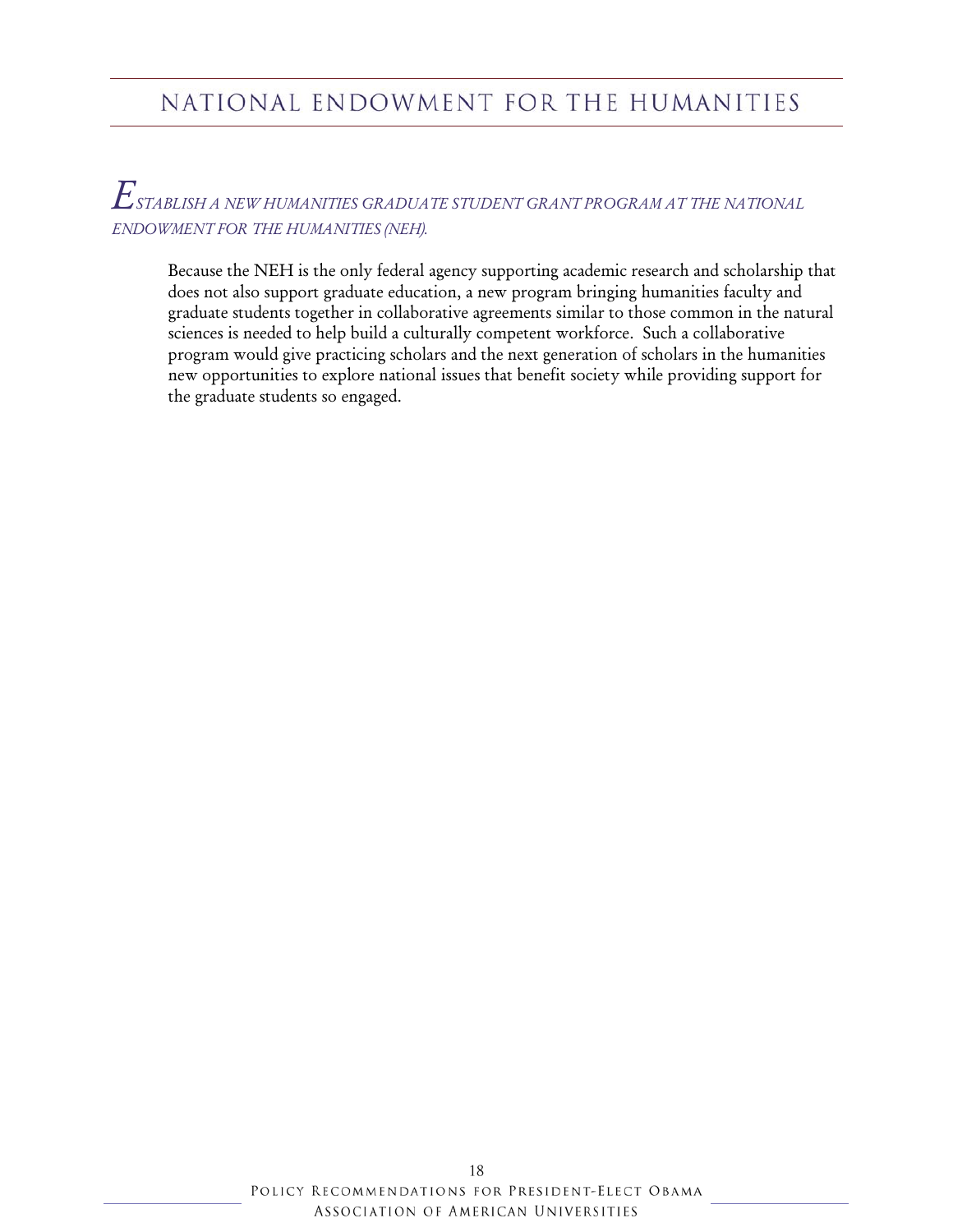# NATIONAL ENDOWMENT FOR THE HUMANITIES

## *ESTABLISH A NEW HUMANITIES GRADUATE STUDENT GRANT PROGRAM AT THE NATIONAL ENDOWMENT FOR THE HUMANITIES (NEH).*

Because the NEH is the only federal agency supporting academic research and scholarship that does not also support graduate education, a new program bringing humanities faculty and graduate students together in collaborative agreements similar to those common in the natural sciences is needed to help build a culturally competent workforce. Such a collaborative program would give practicing scholars and the next generation of scholars in the humanities new opportunities to explore national issues that benefit society while providing support for the graduate students so engaged.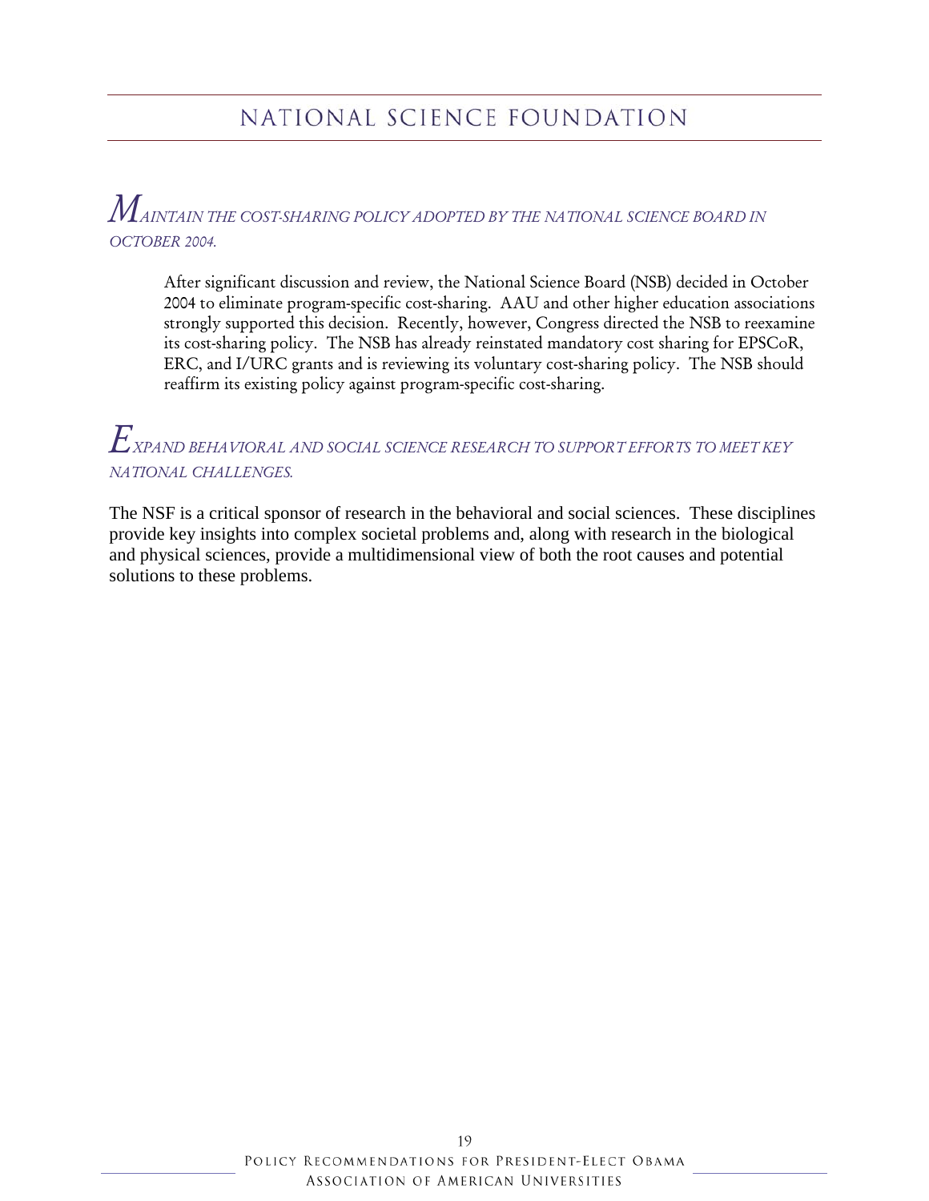# NATIONAL SCIENCE FOUNDATION

## *MAINTAIN THE COST-SHARING POLICY ADOPTED BY THE NATIONAL SCIENCE BOARD IN OCTOBER 2004.*

After significant discussion and review, the National Science Board (NSB) decided in October 2004 to eliminate program-specific cost-sharing. AAU and other higher education associations strongly supported this decision. Recently, however, Congress directed the NSB to reexamine its cost-sharing policy. The NSB has already reinstated mandatory cost sharing for EPSCoR, ERC, and I/URC grants and is reviewing its voluntary cost-sharing policy. The NSB should reaffirm its existing policy against program-specific cost-sharing.

## *EXPAND BEHAVIORAL AND SOCIAL SCIENCE RESEARCH TO SUPPORT EFFORTS TO MEET KEY NATIONAL CHALLENGES.*

The NSF is a critical sponsor of research in the behavioral and social sciences. These disciplines provide key insights into complex societal problems and, along with research in the biological and physical sciences, provide a multidimensional view of both the root causes and potential solutions to these problems.